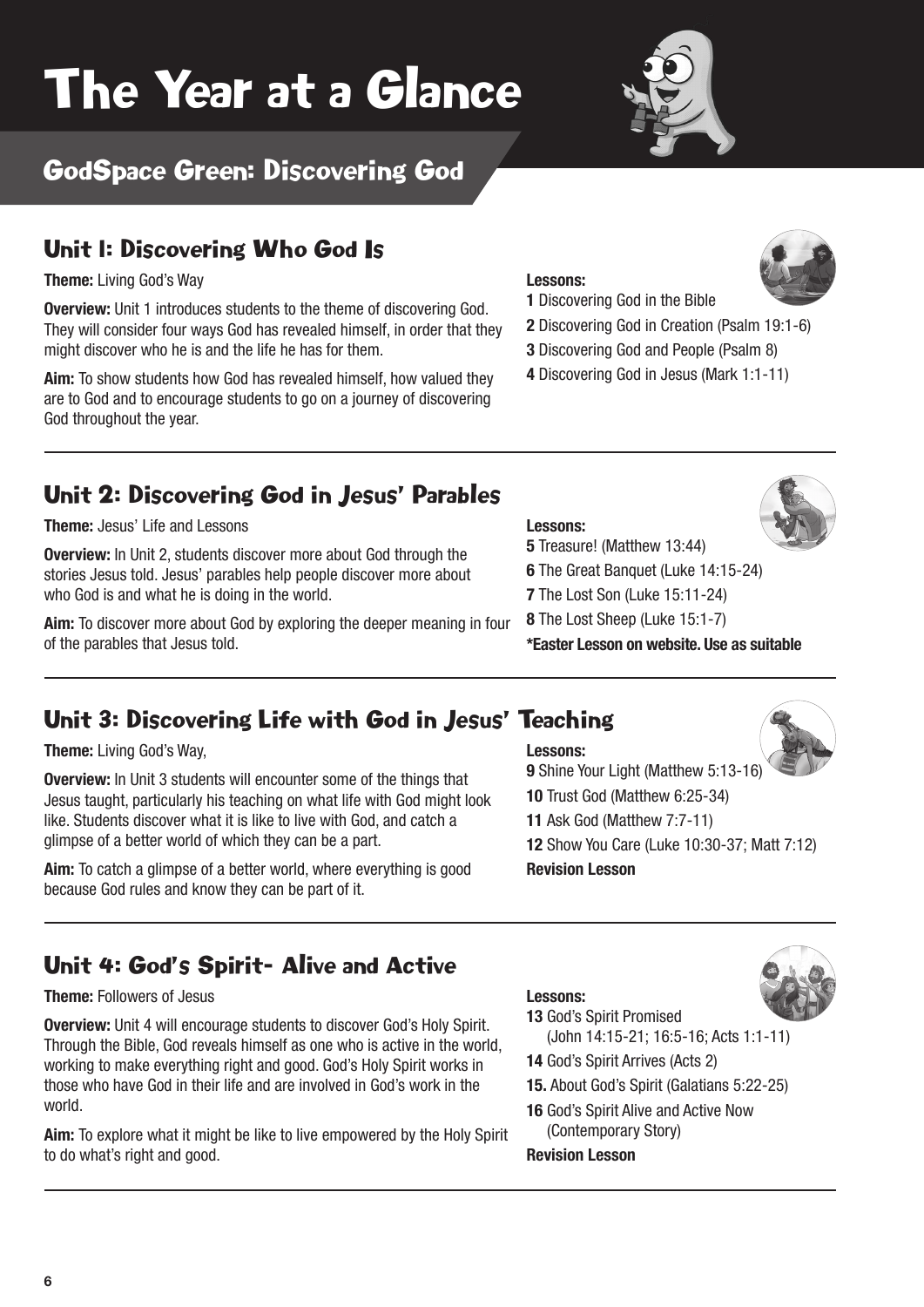# The Year at a Glance

## GodSpace Green: Discovering God

### Unit 1: Discovering Who God Is

**Theme:** Living God's Way

**Overview:** Unit 1 introduces students to the theme of discovering God. They will consider four ways God has revealed himself, in order that they might discover who he is and the life he has for them.

**Aim:** To show students how God has revealed himself, how valued they are to God and to encourage students to go on a journey of discovering God throughout the year.

**Lessons:**
**1** Discovering God in the Bible
**2** Discovering God in Creation (Psalm 19:1-6)
**3** Discovering God and People (Psalm 8)
**4** Discovering God in Jesus (Mark 1:1-11)

### Unit 2: Discovering God in Jesus' Parables

**Theme:** Jesus' Life and Lessons

**Overview:** In Unit 2, students discover more about God through the stories Jesus told. Jesus' parables help people discover more about who God is and what he is doing in the world.

**Aim:** To discover more about God by exploring the deeper meaning in four of the parables that Jesus told.

**Lessons:**
**5** Treasure! (Matthew 13:44)
**6** The Great Banquet (Luke 14:15-24)
**7** The Lost Son (Luke 15:11-24)
**8** The Lost Sheep (Luke 15:1-7)
**\*Easter Lesson on website. Use as suitable**

### Unit 3: Discovering Life with God in Jesus' Teaching

**Theme:** Living God's Way,

**Overview:** In Unit 3 students will encounter some of the things that Jesus taught, particularly his teaching on what life with God might look like. Students discover what it is like to live with God, and catch a glimpse of a better world of which they can be a part.

**Aim:** To catch a glimpse of a better world, where everything is good because God rules and know they can be part of it.

**Lessons:**
**9** Shine Your Light (Matthew 5:13-16)
**10** Trust God (Matthew 6:25-34)
**11** Ask God (Matthew 7:7-11)
**12** Show You Care (Luke 10:30-37; Matt 7:12)
**Revision Lesson**

### Unit 4: God's Spirit- Alive and Active

**Theme:** Followers of Jesus

**Overview:** Unit 4 will encourage students to discover God's Holy Spirit. Through the Bible, God reveals himself as one who is active in the world, working to make everything right and good. God's Holy Spirit works in those who have God in their life and are involved in God's work in the world.

**Aim:** To explore what it might be like to live empowered by the Holy Spirit to do what's right and good.

**Lessons:**
**13** God's Spirit Promised (John 14:15-21; 16:5-16; Acts 1:1-11)
**14** God's Spirit Arrives (Acts 2)
**15.** About God's Spirit (Galatians 5:22-25)
**16** God's Spirit Alive and Active Now (Contemporary Story)
**Revision Lesson**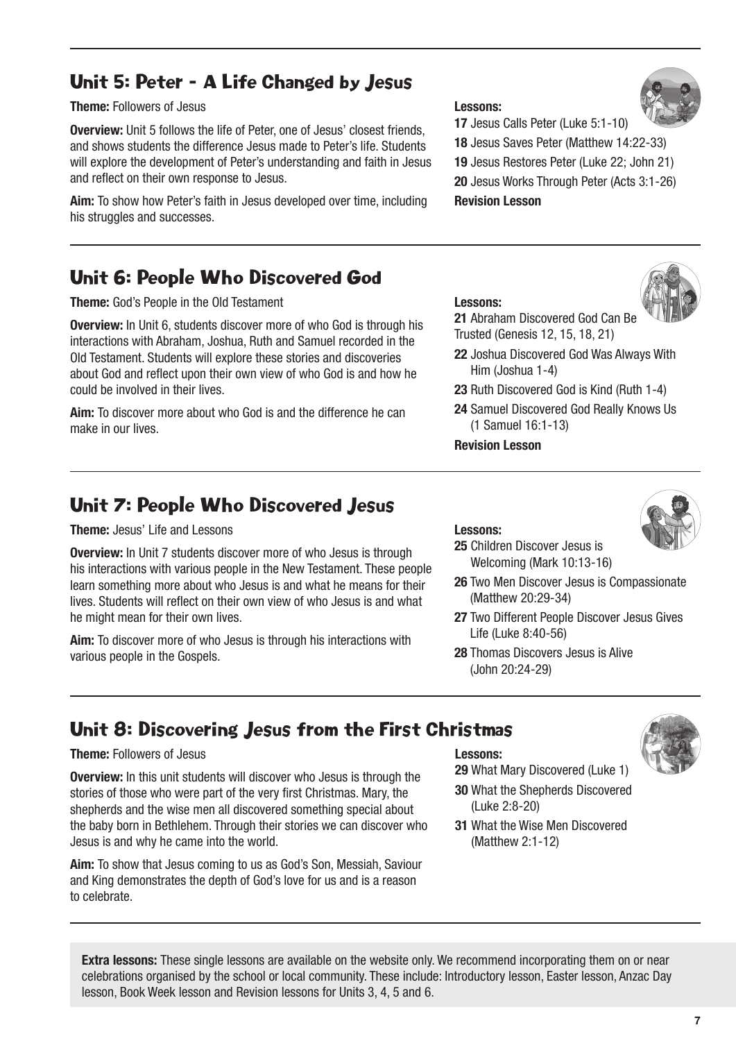## Unit 5: Peter - A Life Changed by Jesus

**Theme:** Followers of Jesus

**Overview:** Unit 5 follows the life of Peter, one of Jesus' closest friends, and shows students the difference Jesus made to Peter's life. Students will explore the development of Peter's understanding and faith in Jesus and reflect on their own response to Jesus.

**Aim:** To show how Peter's faith in Jesus developed over time, including his struggles and successes.

**Lessons:**

**17** Jesus Calls Peter (Luke 5:1-10)
**18** Jesus Saves Peter (Matthew 14:22-33)
**19** Jesus Restores Peter (Luke 22; John 21)
**20** Jesus Works Through Peter (Acts 3:1-26)
**Revision Lesson**

## Unit 6: People Who Discovered God

**Theme:** God's People in the Old Testament

**Overview:** In Unit 6, students discover more of who God is through his interactions with Abraham, Joshua, Ruth and Samuel recorded in the Old Testament. Students will explore these stories and discoveries about God and reflect upon their own view of who God is and how he could be involved in their lives.

**Aim:** To discover more about who God is and the difference he can make in our lives.

**Lessons:**

**21** Abraham Discovered God Can Be Trusted (Genesis 12, 15, 18, 21)
**22** Joshua Discovered God Was Always With Him (Joshua 1-4)
**23** Ruth Discovered God is Kind (Ruth 1-4)
**24** Samuel Discovered God Really Knows Us (1 Samuel 16:1-13)
**Revision Lesson**

## Unit 7: People Who Discovered Jesus

**Theme:** Jesus' Life and Lessons

**Overview:** In Unit 7 students discover more of who Jesus is through his interactions with various people in the New Testament. These people learn something more about who Jesus is and what he means for their lives. Students will reflect on their own view of who Jesus is and what he might mean for their own lives.

**Aim:** To discover more of who Jesus is through his interactions with various people in the Gospels.

**Lessons:**

**25** Children Discover Jesus is Welcoming (Mark 10:13-16)
**26** Two Men Discover Jesus is Compassionate (Matthew 20:29-34)
**27** Two Different People Discover Jesus Gives Life (Luke 8:40-56)
**28** Thomas Discovers Jesus is Alive (John 20:24-29)

## Unit 8: Discovering Jesus from the First Christmas

**Theme:** Followers of Jesus

**Overview:** In this unit students will discover who Jesus is through the stories of those who were part of the very first Christmas. Mary, the shepherds and the wise men all discovered something special about the baby born in Bethlehem. Through their stories we can discover who Jesus is and why he came into the world.

**Aim:** To show that Jesus coming to us as God's Son, Messiah, Saviour and King demonstrates the depth of God's love for us and is a reason to celebrate.

**Lessons:**

**29** What Mary Discovered (Luke 1)
**30** What the Shepherds Discovered (Luke 2:8-20)
**31** What the Wise Men Discovered (Matthew 2:1-12)

**Extra lessons:** These single lessons are available on the website only. We recommend incorporating them on or near celebrations organised by the school or local community. These include: Introductory lesson, Easter lesson, Anzac Day lesson, Book Week lesson and Revision lessons for Units 3, 4, 5 and 6.